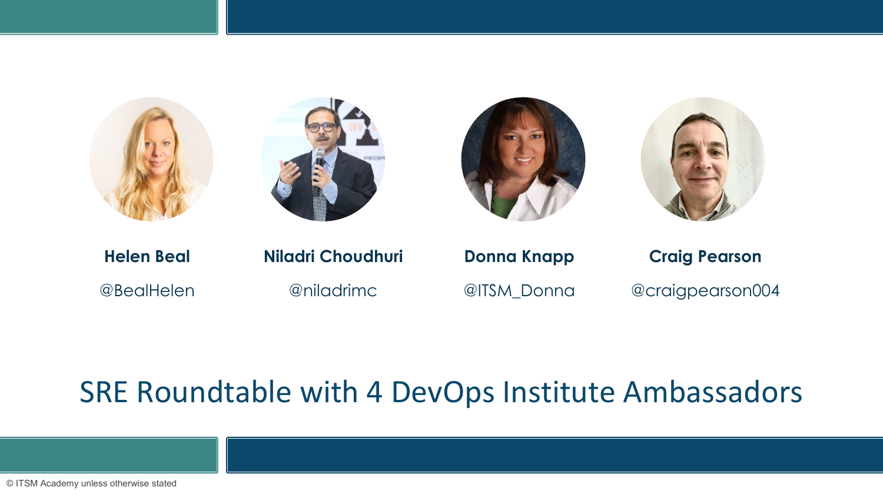**Helen Beal**

@BealHelen

**Niladri Choudhuri**

@niladrimc

**Donna Knapp**

@ITSM_Donna

**Craig Pearson**

@craigpearson004

# SRE Roundtable with 4 DevOps Institute Ambassadors

© ITSM Academy unless otherwise stated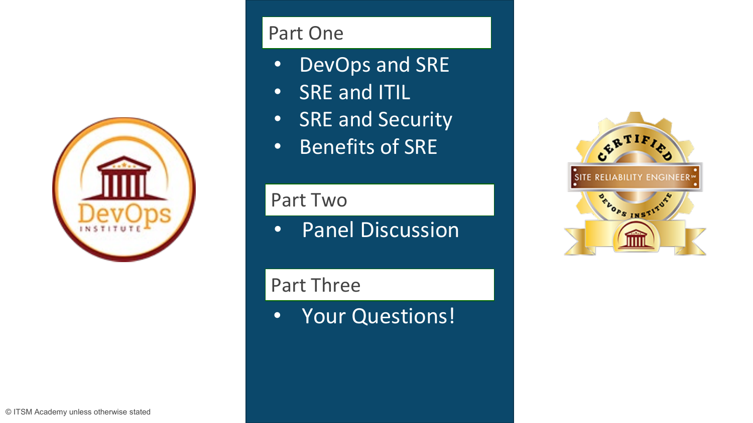## Part One

- DevOps and SRE
- SRE and ITIL
- SRE and Security
- Benefits of SRE

## Part Two

- Panel Discussion

## Part Three

- Your Questions!

© ITSM Academy unless otherwise stated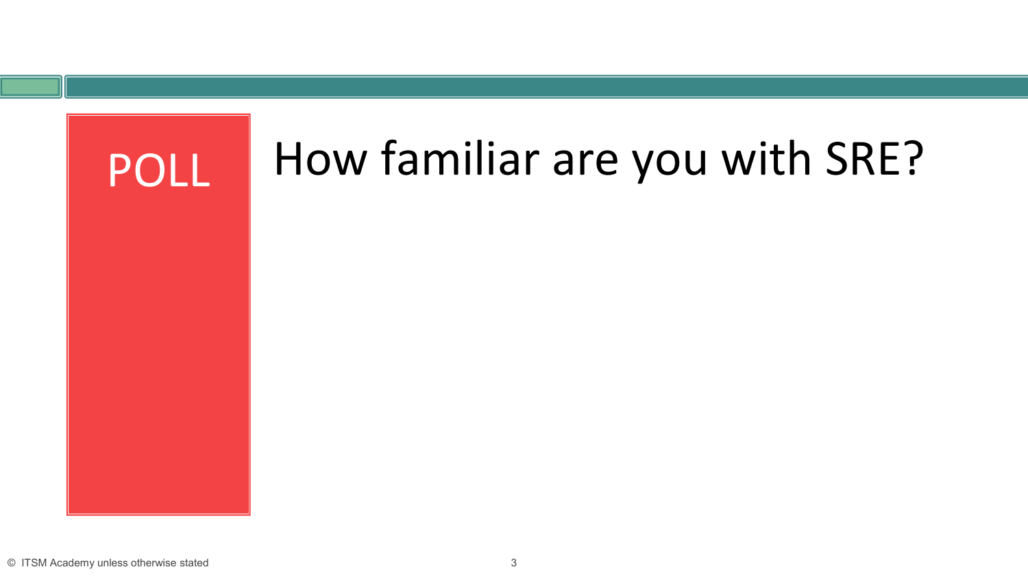POLL

# How familiar are you with SRE?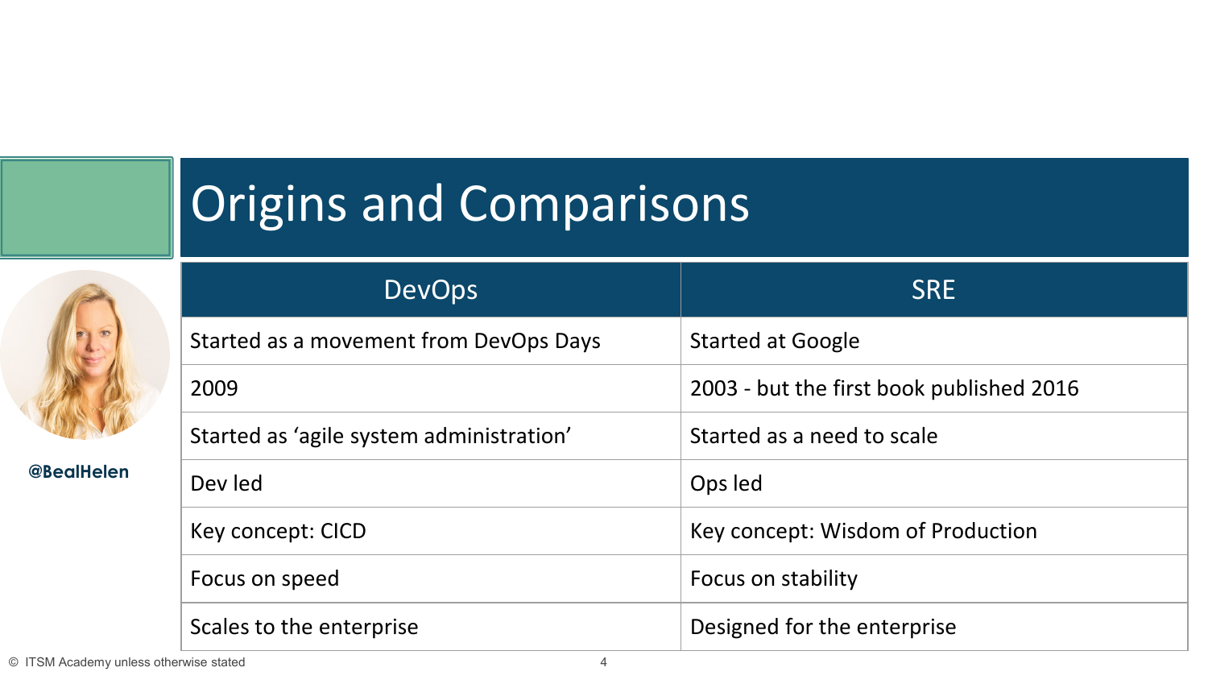# Origins and Comparisons

@BealHelen

| DevOps | SRE |
| --- | --- |
| Started as a movement from DevOps Days | Started at Google |
| 2009 | 2003 - but the first book published 2016 |
| Started as 'agile system administration' | Started as a need to scale |
| Dev led | Ops led |
| Key concept: CICD | Key concept: Wisdom of Production |
| Focus on speed | Focus on stability |
| Scales to the enterprise | Designed for the enterprise |

© ITSM Academy unless otherwise stated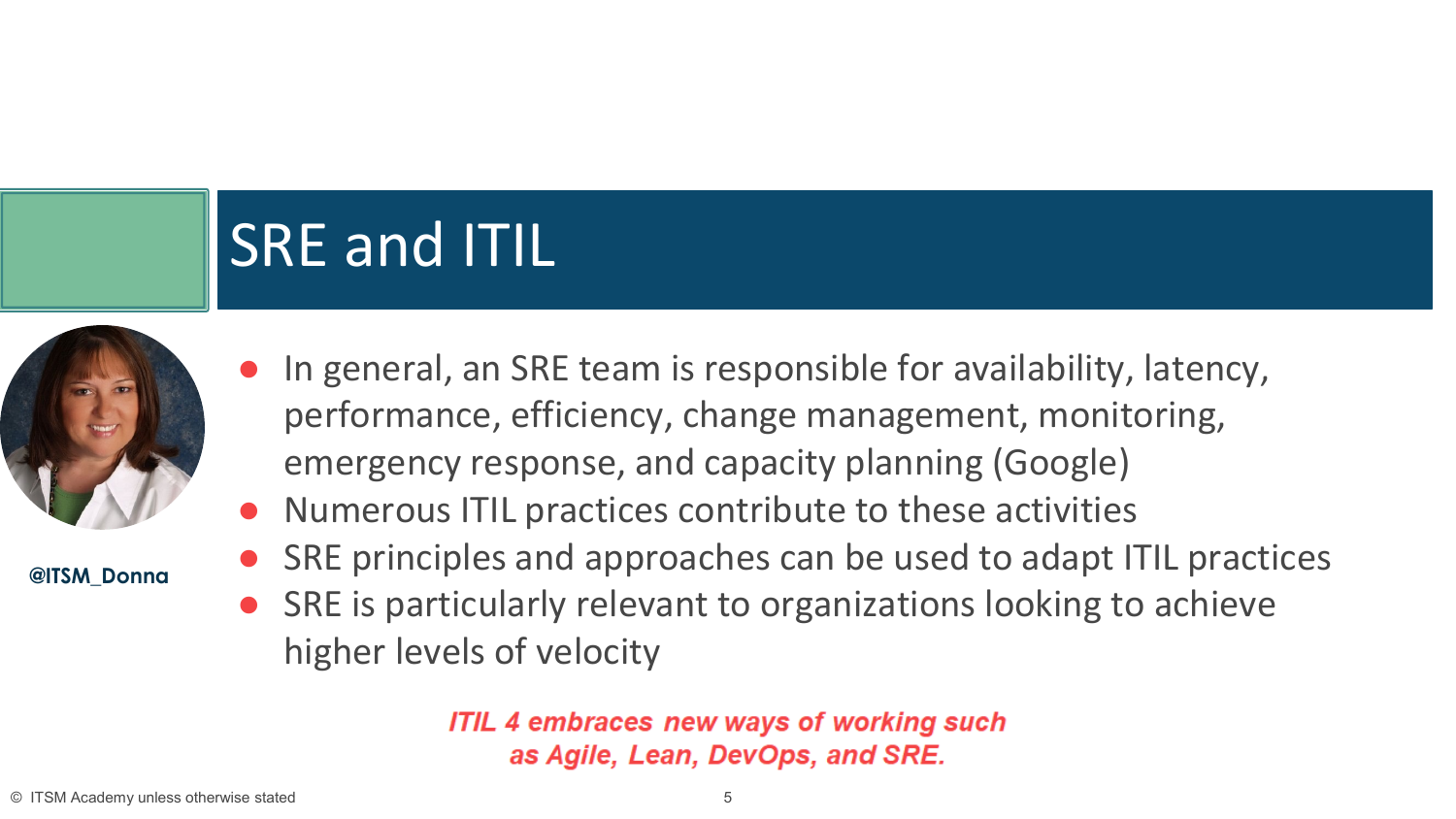# SRE and ITIL

@ITSM_Donna

- In general, an SRE team is responsible for availability, latency, performance, efficiency, change management, monitoring, emergency response, and capacity planning (Google)
- Numerous ITIL practices contribute to these activities
- SRE principles and approaches can be used to adapt ITIL practices
- SRE is particularly relevant to organizations looking to achieve higher levels of velocity

***ITIL 4 embraces new ways of working such as Agile, Lean, DevOps, and SRE.***

© ITSM Academy unless otherwise stated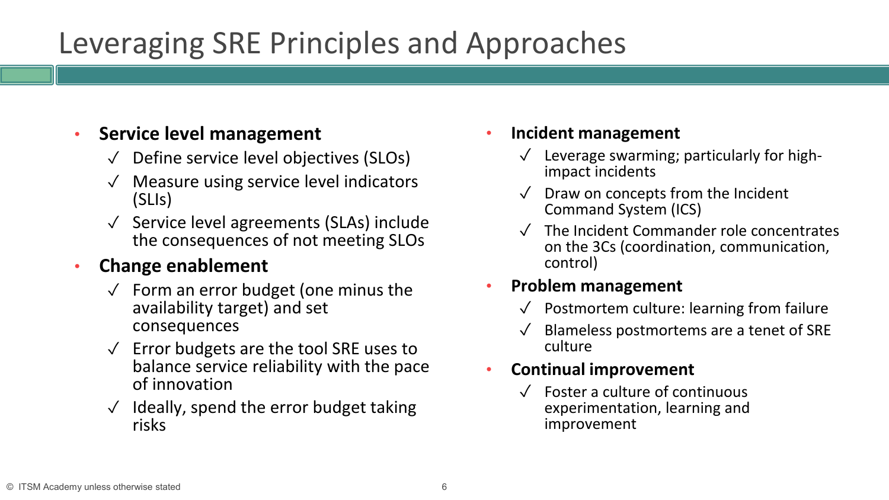# Leveraging SRE Principles and Approaches

- **Service level management**
  - ✓ Define service level objectives (SLOs)
  - ✓ Measure using service level indicators (SLIs)
  - ✓ Service level agreements (SLAs) include the consequences of not meeting SLOs
- **Change enablement**
  - ✓ Form an error budget (one minus the availability target) and set consequences
  - ✓ Error budgets are the tool SRE uses to balance service reliability with the pace of innovation
  - ✓ Ideally, spend the error budget taking risks
- **Incident management**
  - ✓ Leverage swarming; particularly for high-impact incidents
  - ✓ Draw on concepts from the Incident Command System (ICS)
  - ✓ The Incident Commander role concentrates on the 3Cs (coordination, communication, control)
- **Problem management**
  - ✓ Postmortem culture: learning from failure
  - ✓ Blameless postmortems are a tenet of SRE culture
- **Continual improvement**
  - ✓ Foster a culture of continuous experimentation, learning and improvement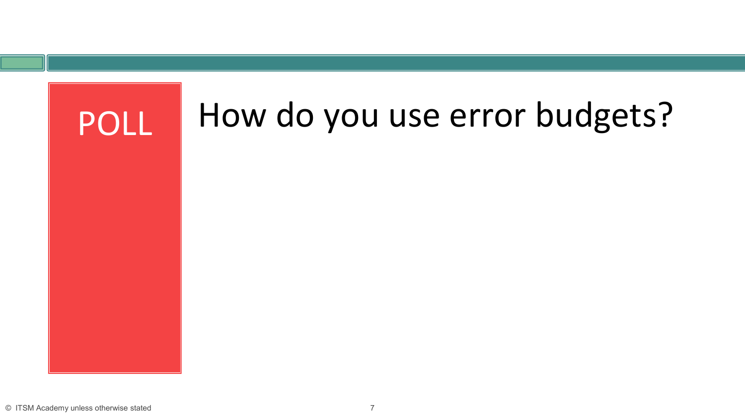POLL

# How do you use error budgets?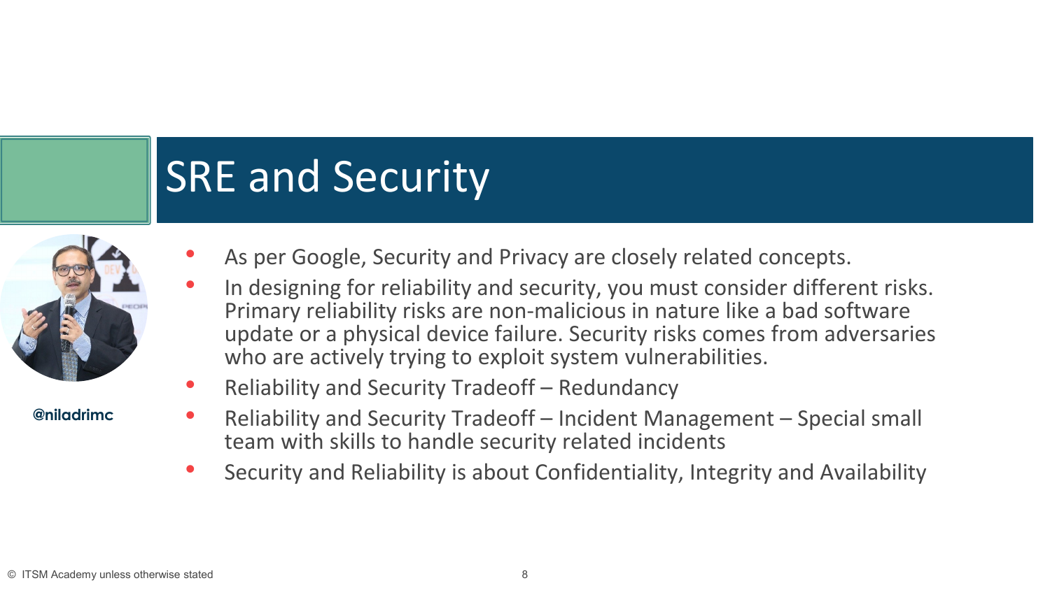# SRE and Security

@niladrimc

- As per Google, Security and Privacy are closely related concepts.
- In designing for reliability and security, you must consider different risks. Primary reliability risks are non-malicious in nature like a bad software update or a physical device failure. Security risks comes from adversaries who are actively trying to exploit system vulnerabilities.
- Reliability and Security Tradeoff – Redundancy
- Reliability and Security Tradeoff – Incident Management – Special small team with skills to handle security related incidents
- Security and Reliability is about Confidentiality, Integrity and Availability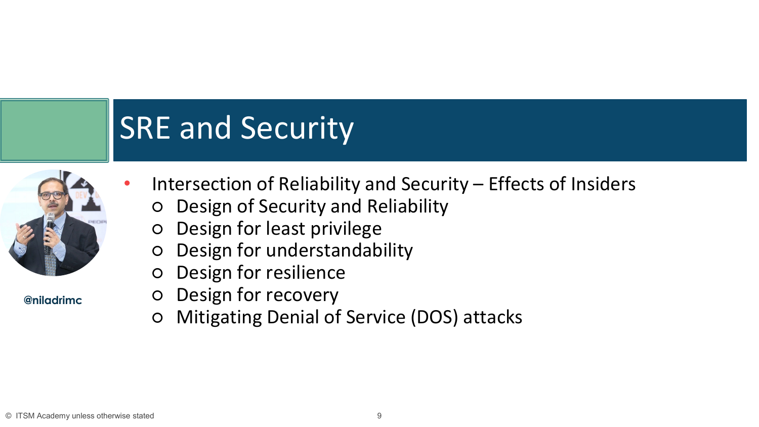# SRE and Security

@niladrimc

- Intersection of Reliability and Security – Effects of Insiders
  - Design of Security and Reliability
  - Design for least privilege
  - Design for understandability
  - Design for resilience
  - Design for recovery
  - Mitigating Denial of Service (DOS) attacks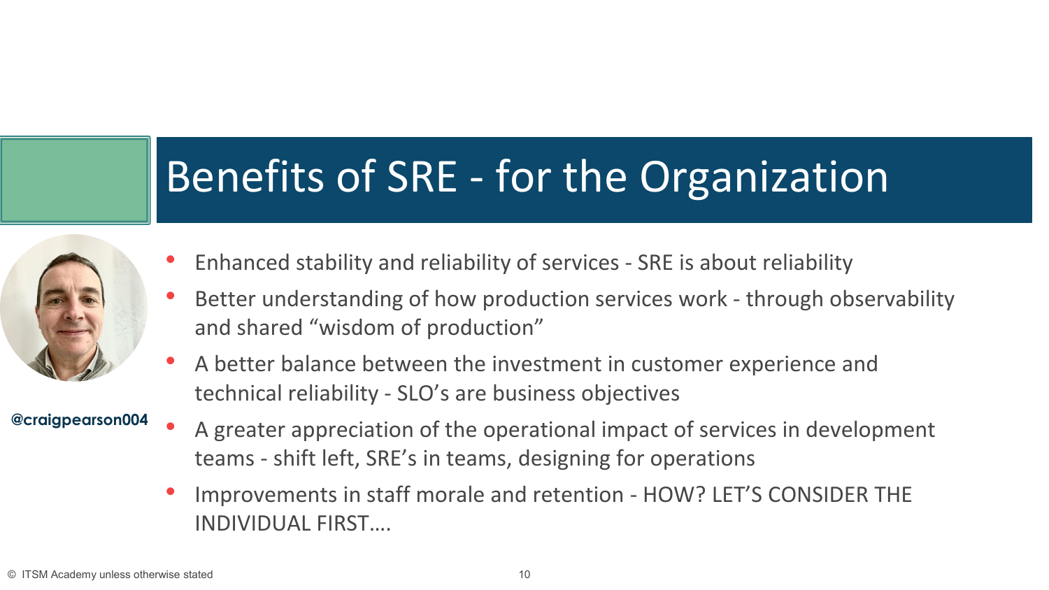# Benefits of SRE - for the Organization

@craigpearson004

- Enhanced stability and reliability of services - SRE is about reliability
- Better understanding of how production services work - through observability and shared "wisdom of production"
- A better balance between the investment in customer experience and technical reliability - SLO's are business objectives
- A greater appreciation of the operational impact of services in development teams - shift left, SRE's in teams, designing for operations
- Improvements in staff morale and retention - HOW? LET'S CONSIDER THE INDIVIDUAL FIRST….

© ITSM Academy unless otherwise stated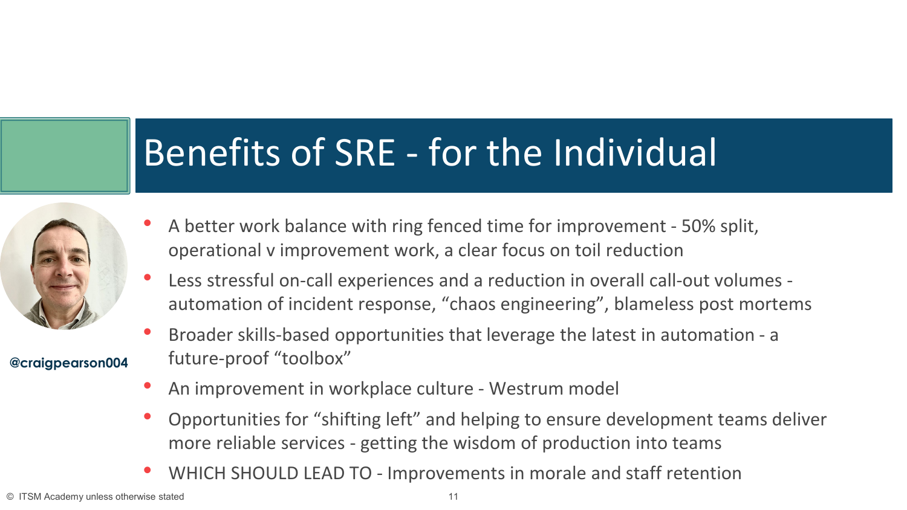# Benefits of SRE - for the Individual

@craigpearson004

- A better work balance with ring fenced time for improvement - 50% split, operational v improvement work, a clear focus on toil reduction
- Less stressful on-call experiences and a reduction in overall call-out volumes - automation of incident response, “chaos engineering”, blameless post mortems
- Broader skills-based opportunities that leverage the latest in automation - a future-proof “toolbox”
- An improvement in workplace culture - Westrum model
- Opportunities for “shifting left” and helping to ensure development teams deliver more reliable services - getting the wisdom of production into teams
- WHICH SHOULD LEAD TO - Improvements in morale and staff retention

© ITSM Academy unless otherwise stated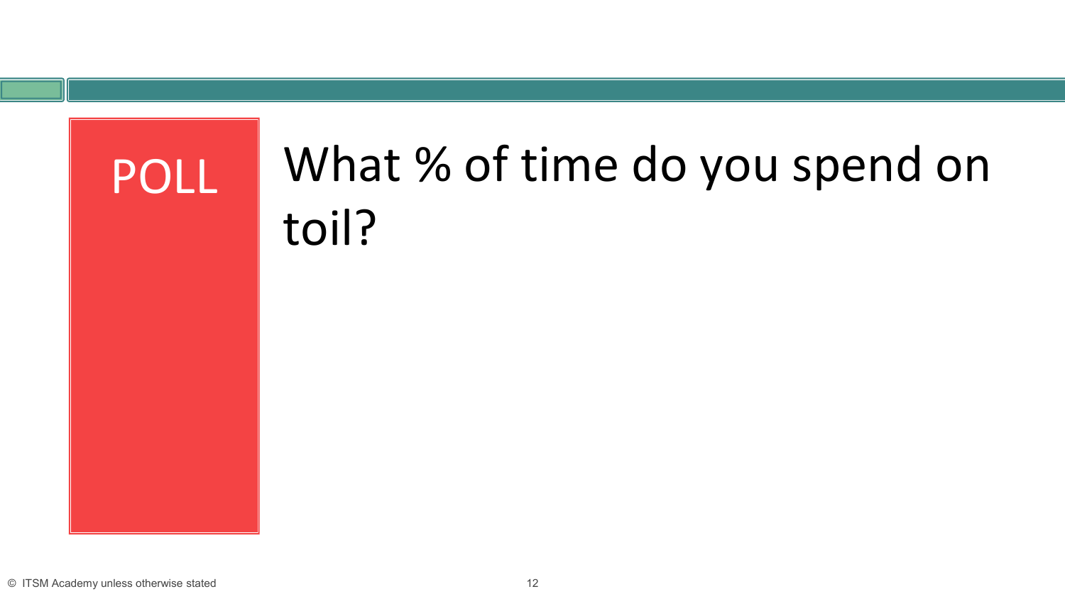POLL

# What % of time do you spend on toil?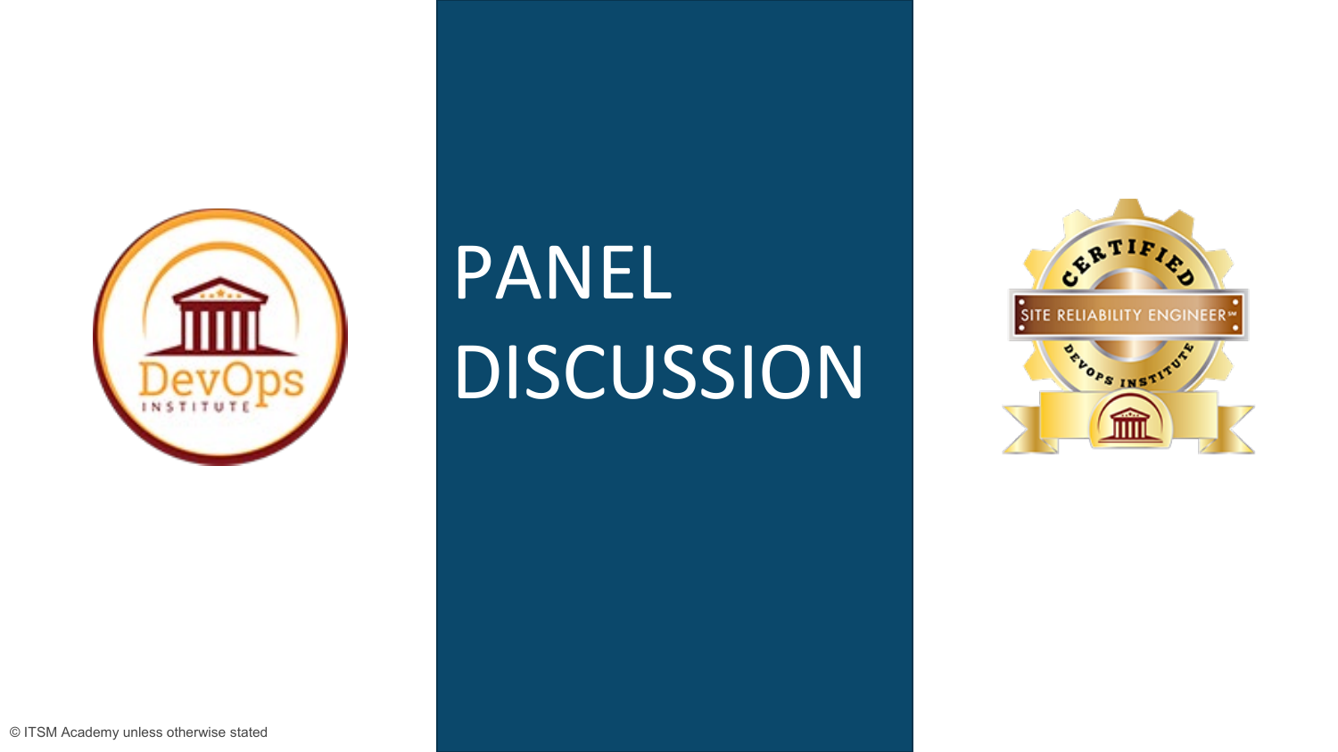# PANEL DISCUSSION

© ITSM Academy unless otherwise stated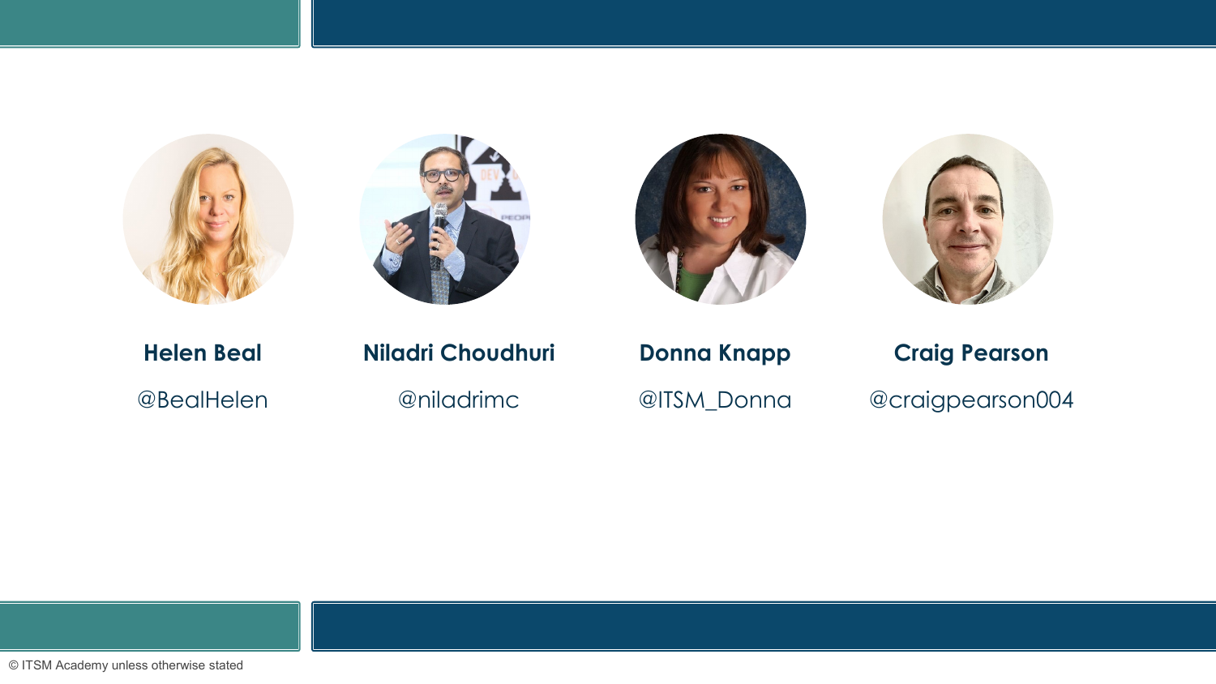**Helen Beal**

@BealHelen

**Niladri Choudhuri**

@niladrimc

**Donna Knapp**

@ITSM_Donna

**Craig Pearson**

@craigpearson004

© ITSM Academy unless otherwise stated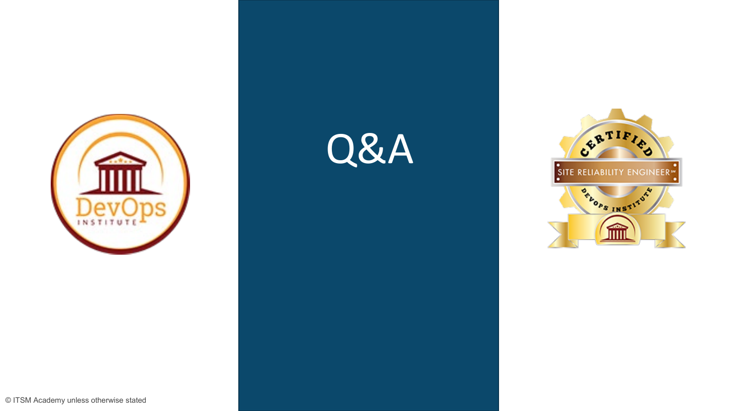# Q&A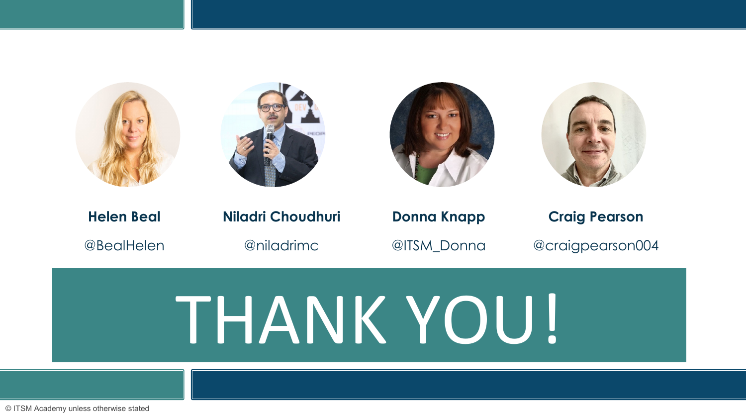**Helen Beal**

@BealHelen

**Niladri Choudhuri**

@niladrimc

**Donna Knapp**

@ITSM_Donna

**Craig Pearson**

@craigpearson004

# THANK YOU!

© ITSM Academy unless otherwise stated